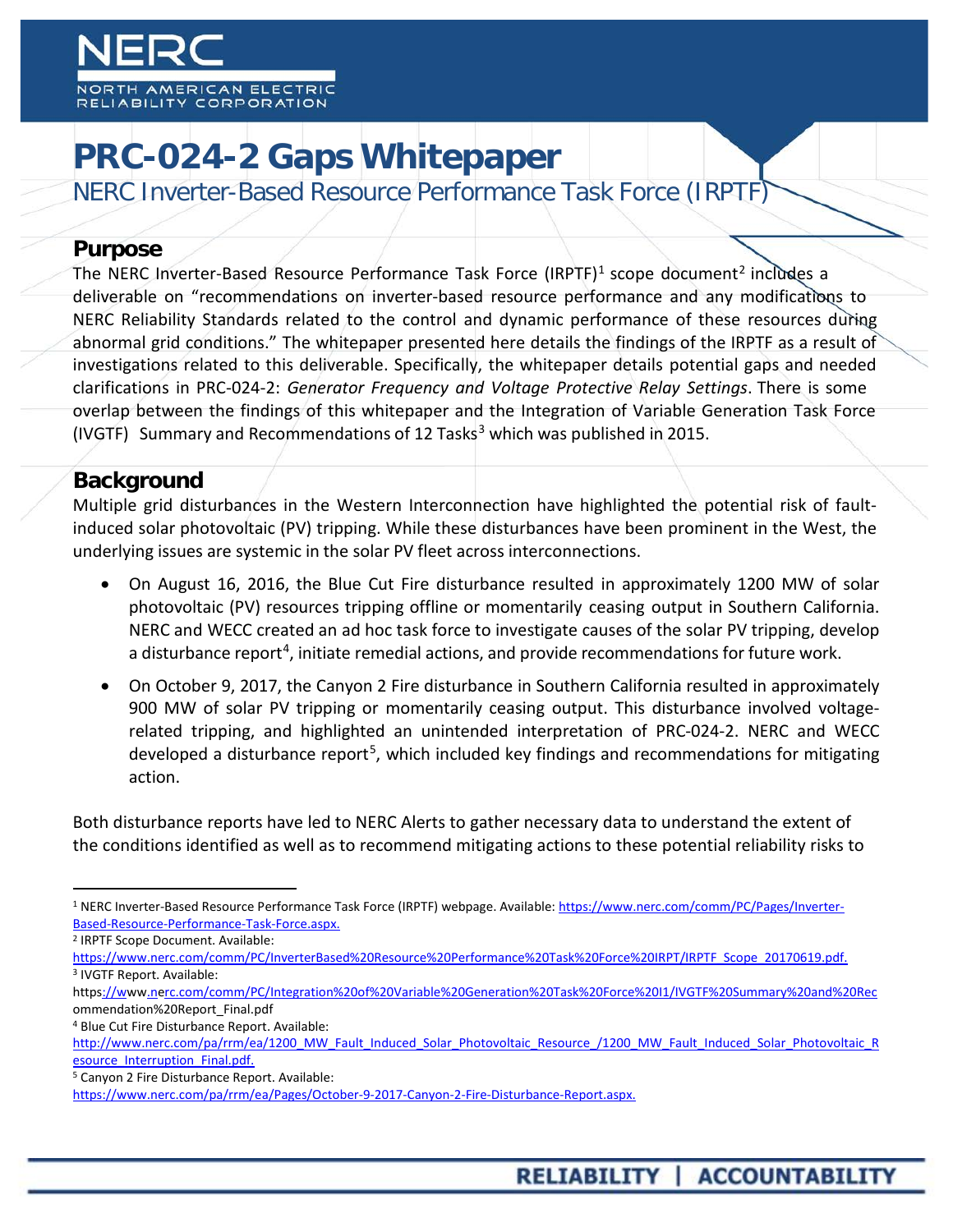# PRC-024-2 Gaps Whitepaper

NERC Inverter-Based Resource Performance Task Force (IRPTF)

## Purpose

The NERC Inverter-Based Resource Performance Task Force (IRPTF)[1] scope document[2] includes a deliverable on "recommendations on inverter-based resource performance and any modifications to NERC Reliability Standards related to the control and dynamic performance of these resources during abnormal grid conditions." The whitepaper presented here details the findings of the IRPTF as a result of investigations related to this deliverable. Specifically, the whitepaper details potential gaps and needed clarifications in PRC-024-2: *Generator Frequency and Voltage Protective Relay Settings*. There is some overlap between the findings of this whitepaper and the Integration of Variable Generation Task Force (IVGTF) Summary and Recommendations of 12 Tasks[3] which was published in 2015.

## Background

Multiple grid disturbances in the Western Interconnection have highlighted the potential risk of fault-induced solar photovoltaic (PV) tripping. While these disturbances have been prominent in the West, the underlying issues are systemic in the solar PV fleet across interconnections.

- On August 16, 2016, the Blue Cut Fire disturbance resulted in approximately 1200 MW of solar photovoltaic (PV) resources tripping offline or momentarily ceasing output in Southern California. NERC and WECC created an ad hoc task force to investigate causes of the solar PV tripping, develop a disturbance report[4], initiate remedial actions, and provide recommendations for future work.
- On October 9, 2017, the Canyon 2 Fire disturbance in Southern California resulted in approximately 900 MW of solar PV tripping or momentarily ceasing output. This disturbance involved voltage-related tripping, and highlighted an unintended interpretation of PRC-024-2. NERC and WECC developed a disturbance report[5], which included key findings and recommendations for mitigating action.

Both disturbance reports have led to NERC Alerts to gather necessary data to understand the extent of the conditions identified as well as to recommend mitigating actions to these potential reliability risks to

---

[1] NERC Inverter-Based Resource Performance Task Force (IRPTF) webpage. Available: https://www.nerc.com/comm/PC/Pages/Inverter-Based-Resource-Performance-Task-Force.aspx.

[2] IRPTF Scope Document. Available: https://www.nerc.com/comm/PC/InverterBased%20Resource%20Performance%20Task%20Force%20IRPT/IRPTF_Scope_20170619.pdf.

[3] IVGTF Report. Available: https://www.nerc.com/comm/PC/Integration%20of%20Variable%20Generation%20Task%20Force%20I1/IVGTF%20Summary%20and%20Recommendation%20Report_Final.pdf

[4] Blue Cut Fire Disturbance Report. Available: http://www.nerc.com/pa/rrm/ea/1200_MW_Fault_Induced_Solar_Photovoltaic_Resource_/1200_MW_Fault_Induced_Solar_Photovoltaic_Resource_Interruption_Final.pdf.

[5] Canyon 2 Fire Disturbance Report. Available: https://www.nerc.com/pa/rrm/ea/Pages/October-9-2017-Canyon-2-Fire-Disturbance-Report.aspx.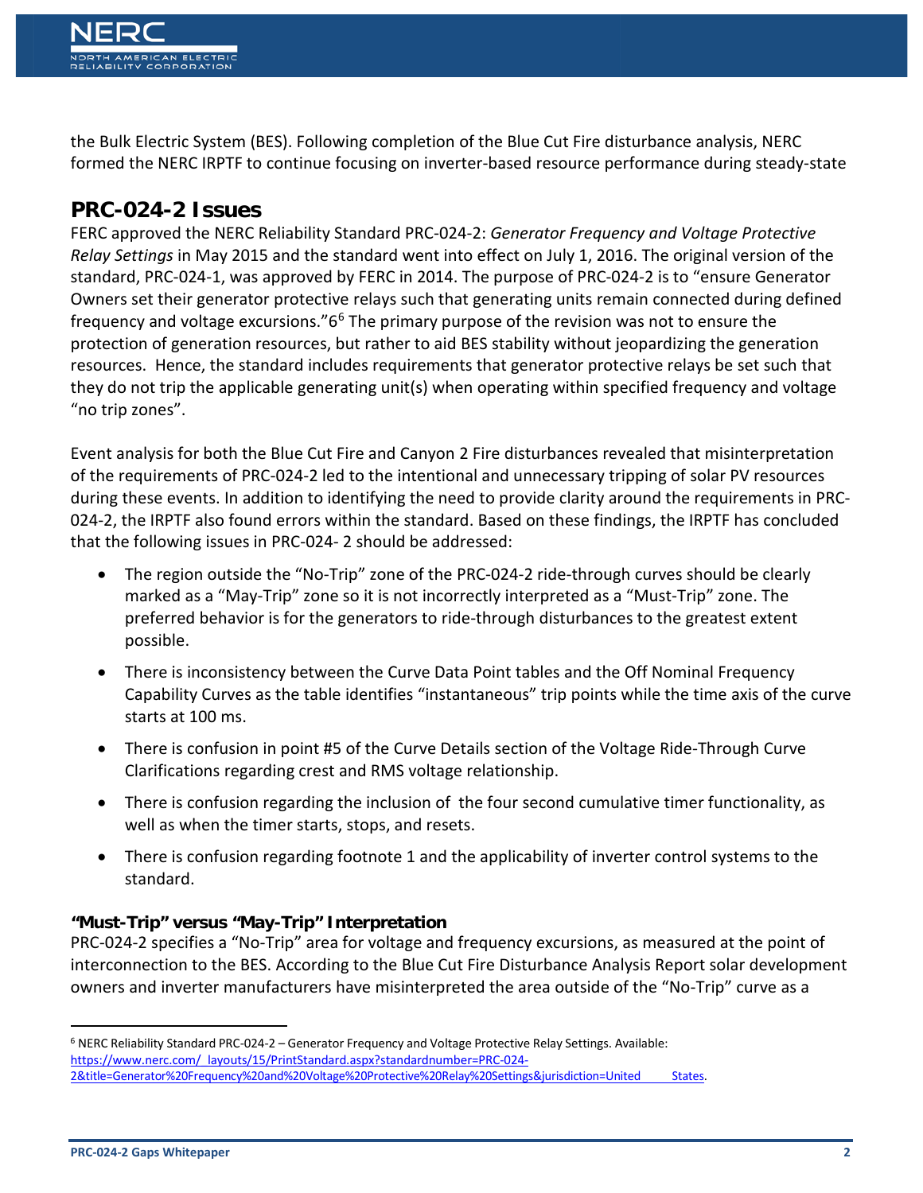the Bulk Electric System (BES). Following completion of the Blue Cut Fire disturbance analysis, NERC formed the NERC IRPTF to continue focusing on inverter-based resource performance during steady-state

## PRC-024-2 Issues

FERC approved the NERC Reliability Standard PRC-024-2: *Generator Frequency and Voltage Protective Relay Settings* in May 2015 and the standard went into effect on July 1, 2016. The original version of the standard, PRC-024-1, was approved by FERC in 2014. The purpose of PRC-024-2 is to "ensure Generator Owners set their generator protective relays such that generating units remain connected during defined frequency and voltage excursions."6[6] The primary purpose of the revision was not to ensure the protection of generation resources, but rather to aid BES stability without jeopardizing the generation resources. Hence, the standard includes requirements that generator protective relays be set such that they do not trip the applicable generating unit(s) when operating within specified frequency and voltage "no trip zones".

Event analysis for both the Blue Cut Fire and Canyon 2 Fire disturbances revealed that misinterpretation of the requirements of PRC-024-2 led to the intentional and unnecessary tripping of solar PV resources during these events. In addition to identifying the need to provide clarity around the requirements in PRC-024-2, the IRPTF also found errors within the standard. Based on these findings, the IRPTF has concluded that the following issues in PRC-024- 2 should be addressed:

- The region outside the "No-Trip" zone of the PRC-024-2 ride-through curves should be clearly marked as a "May-Trip" zone so it is not incorrectly interpreted as a "Must-Trip" zone. The preferred behavior is for the generators to ride-through disturbances to the greatest extent possible.
- There is inconsistency between the Curve Data Point tables and the Off Nominal Frequency Capability Curves as the table identifies "instantaneous" trip points while the time axis of the curve starts at 100 ms.
- There is confusion in point #5 of the Curve Details section of the Voltage Ride-Through Curve Clarifications regarding crest and RMS voltage relationship.
- There is confusion regarding the inclusion of the four second cumulative timer functionality, as well as when the timer starts, stops, and resets.
- There is confusion regarding footnote 1 and the applicability of inverter control systems to the standard.

### "Must-Trip" versus "May-Trip" Interpretation

PRC-024-2 specifies a "No-Trip" area for voltage and frequency excursions, as measured at the point of interconnection to the BES. According to the Blue Cut Fire Disturbance Analysis Report solar development owners and inverter manufacturers have misinterpreted the area outside of the "No-Trip" curve as a

[6] NERC Reliability Standard PRC-024-2 – Generator Frequency and Voltage Protective Relay Settings. Available: https://www.nerc.com/_layouts/15/PrintStandard.aspx?standardnumber=PRC-024-2&title=Generator%20Frequency%20and%20Voltage%20Protective%20Relay%20Settings&jurisdiction=United States.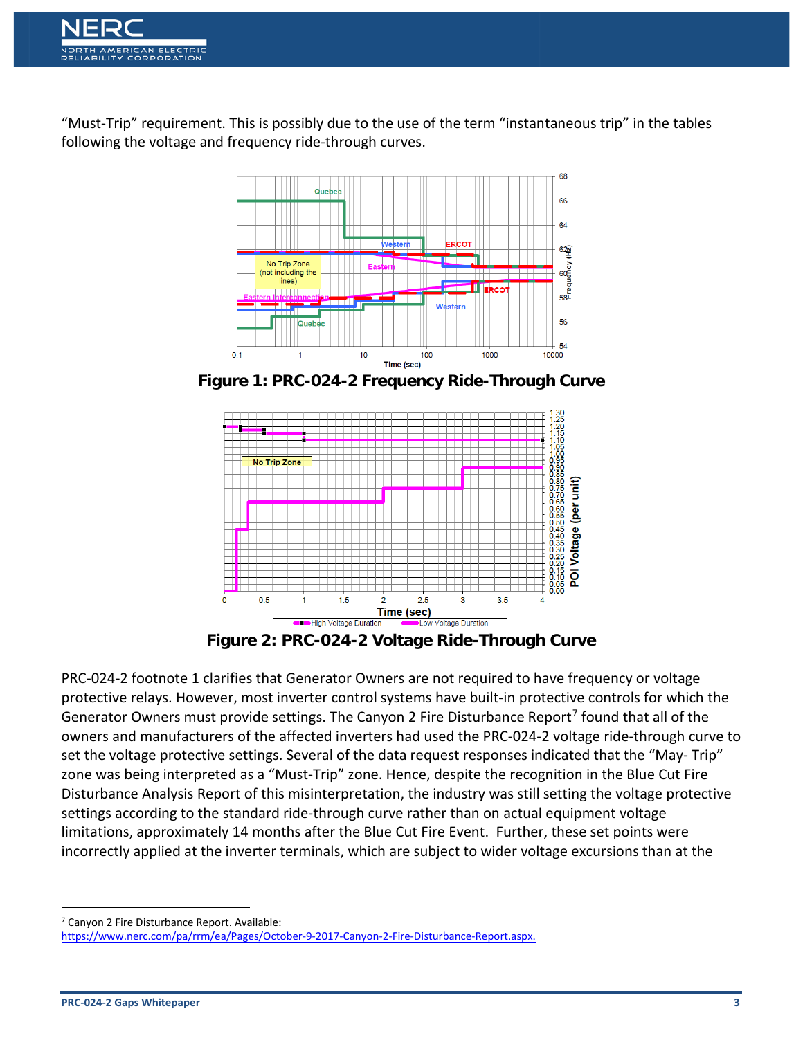"Must-Trip" requirement. This is possibly due to the use of the term "instantaneous trip" in the tables following the voltage and frequency ride-through curves.

**Figure 1: PRC-024-2 Frequency Ride-Through Curve**

**Figure 2: PRC-024-2 Voltage Ride-Through Curve**

PRC-024-2 footnote 1 clarifies that Generator Owners are not required to have frequency or voltage protective relays. However, most inverter control systems have built-in protective controls for which the Generator Owners must provide settings. The Canyon 2 Fire Disturbance Report[7] found that all of the owners and manufacturers of the affected inverters had used the PRC-024-2 voltage ride-through curve to set the voltage protective settings. Several of the data request responses indicated that the "May- Trip" zone was being interpreted as a "Must-Trip" zone. Hence, despite the recognition in the Blue Cut Fire Disturbance Analysis Report of this misinterpretation, the industry was still setting the voltage protective settings according to the standard ride-through curve rather than on actual equipment voltage limitations, approximately 14 months after the Blue Cut Fire Event. Further, these set points were incorrectly applied at the inverter terminals, which are subject to wider voltage excursions than at the

[7] Canyon 2 Fire Disturbance Report. Available: https://www.nerc.com/pa/rrm/ea/Pages/October-9-2017-Canyon-2-Fire-Disturbance-Report.aspx.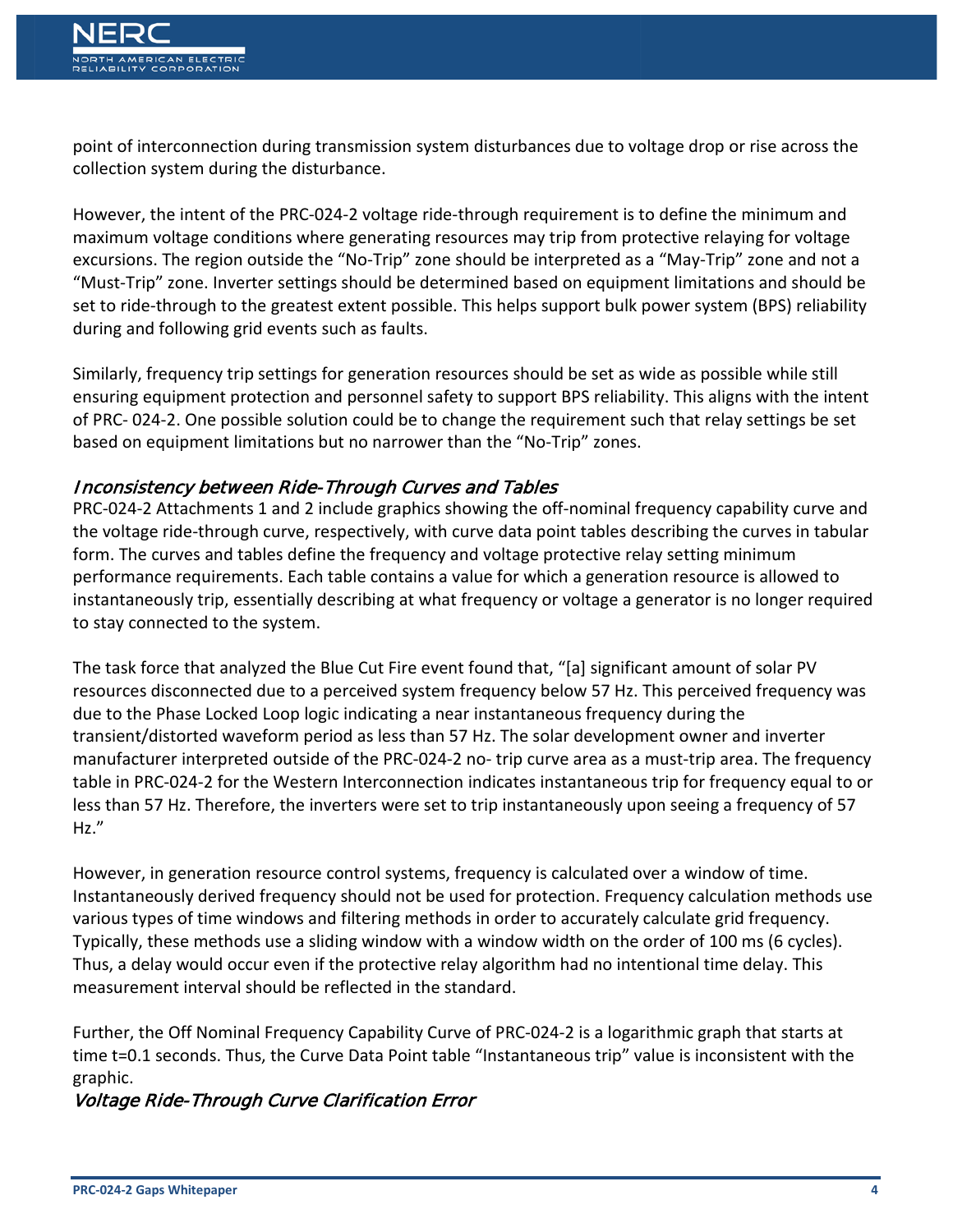point of interconnection during transmission system disturbances due to voltage drop or rise across the collection system during the disturbance.

However, the intent of the PRC-024-2 voltage ride-through requirement is to define the minimum and maximum voltage conditions where generating resources may trip from protective relaying for voltage excursions. The region outside the "No-Trip" zone should be interpreted as a "May-Trip" zone and not a "Must-Trip" zone. Inverter settings should be determined based on equipment limitations and should be set to ride-through to the greatest extent possible. This helps support bulk power system (BPS) reliability during and following grid events such as faults.

Similarly, frequency trip settings for generation resources should be set as wide as possible while still ensuring equipment protection and personnel safety to support BPS reliability. This aligns with the intent of PRC- 024-2. One possible solution could be to change the requirement such that relay settings be set based on equipment limitations but no narrower than the "No-Trip" zones.

### *Inconsistency between Ride-Through Curves and Tables*

PRC-024-2 Attachments 1 and 2 include graphics showing the off-nominal frequency capability curve and the voltage ride-through curve, respectively, with curve data point tables describing the curves in tabular form. The curves and tables define the frequency and voltage protective relay setting minimum performance requirements. Each table contains a value for which a generation resource is allowed to instantaneously trip, essentially describing at what frequency or voltage a generator is no longer required to stay connected to the system.

The task force that analyzed the Blue Cut Fire event found that, "[a] significant amount of solar PV resources disconnected due to a perceived system frequency below 57 Hz. This perceived frequency was due to the Phase Locked Loop logic indicating a near instantaneous frequency during the transient/distorted waveform period as less than 57 Hz. The solar development owner and inverter manufacturer interpreted outside of the PRC-024-2 no- trip curve area as a must-trip area. The frequency table in PRC-024-2 for the Western Interconnection indicates instantaneous trip for frequency equal to or less than 57 Hz. Therefore, the inverters were set to trip instantaneously upon seeing a frequency of 57 Hz."

However, in generation resource control systems, frequency is calculated over a window of time. Instantaneously derived frequency should not be used for protection. Frequency calculation methods use various types of time windows and filtering methods in order to accurately calculate grid frequency. Typically, these methods use a sliding window with a window width on the order of 100 ms (6 cycles). Thus, a delay would occur even if the protective relay algorithm had no intentional time delay. This measurement interval should be reflected in the standard.

Further, the Off Nominal Frequency Capability Curve of PRC-024-2 is a logarithmic graph that starts at time t=0.1 seconds. Thus, the Curve Data Point table "Instantaneous trip" value is inconsistent with the graphic.

### *Voltage Ride-Through Curve Clarification Error*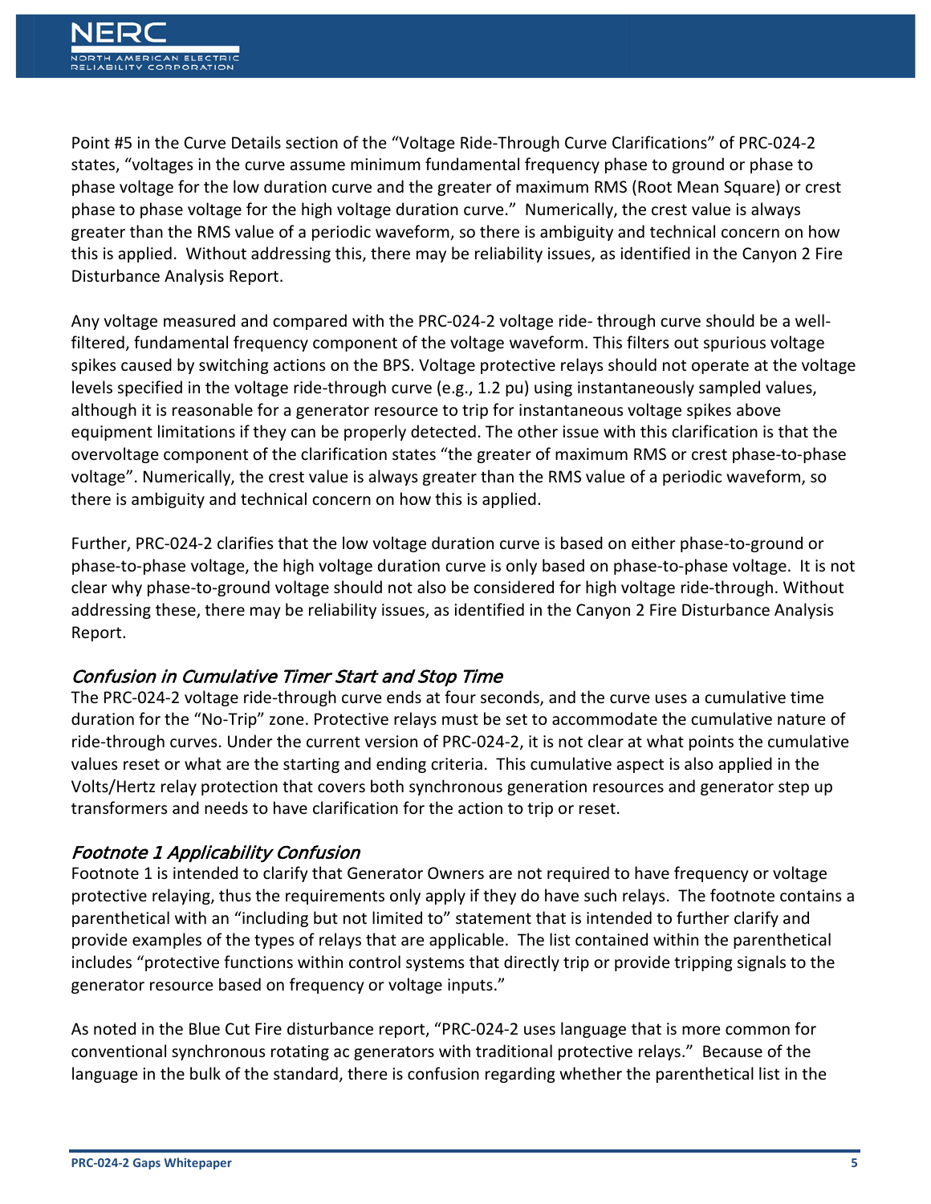Point #5 in the Curve Details section of the "Voltage Ride-Through Curve Clarifications" of PRC-024-2 states, "voltages in the curve assume minimum fundamental frequency phase to ground or phase to phase voltage for the low duration curve and the greater of maximum RMS (Root Mean Square) or crest phase to phase voltage for the high voltage duration curve." Numerically, the crest value is always greater than the RMS value of a periodic waveform, so there is ambiguity and technical concern on how this is applied. Without addressing this, there may be reliability issues, as identified in the Canyon 2 Fire Disturbance Analysis Report.

Any voltage measured and compared with the PRC-024-2 voltage ride- through curve should be a well-filtered, fundamental frequency component of the voltage waveform. This filters out spurious voltage spikes caused by switching actions on the BPS. Voltage protective relays should not operate at the voltage levels specified in the voltage ride-through curve (e.g., 1.2 pu) using instantaneously sampled values, although it is reasonable for a generator resource to trip for instantaneous voltage spikes above equipment limitations if they can be properly detected. The other issue with this clarification is that the overvoltage component of the clarification states "the greater of maximum RMS or crest phase-to-phase voltage". Numerically, the crest value is always greater than the RMS value of a periodic waveform, so there is ambiguity and technical concern on how this is applied.

Further, PRC-024-2 clarifies that the low voltage duration curve is based on either phase-to-ground or phase-to-phase voltage, the high voltage duration curve is only based on phase-to-phase voltage. It is not clear why phase-to-ground voltage should not also be considered for high voltage ride-through. Without addressing these, there may be reliability issues, as identified in the Canyon 2 Fire Disturbance Analysis Report.

### *Confusion in Cumulative Timer Start and Stop Time*

The PRC-024-2 voltage ride-through curve ends at four seconds, and the curve uses a cumulative time duration for the "No-Trip" zone. Protective relays must be set to accommodate the cumulative nature of ride-through curves. Under the current version of PRC-024-2, it is not clear at what points the cumulative values reset or what are the starting and ending criteria. This cumulative aspect is also applied in the Volts/Hertz relay protection that covers both synchronous generation resources and generator step up transformers and needs to have clarification for the action to trip or reset.

### *Footnote 1 Applicability Confusion*

Footnote 1 is intended to clarify that Generator Owners are not required to have frequency or voltage protective relaying, thus the requirements only apply if they do have such relays. The footnote contains a parenthetical with an "including but not limited to" statement that is intended to further clarify and provide examples of the types of relays that are applicable. The list contained within the parenthetical includes "protective functions within control systems that directly trip or provide tripping signals to the generator resource based on frequency or voltage inputs."

As noted in the Blue Cut Fire disturbance report, "PRC-024-2 uses language that is more common for conventional synchronous rotating ac generators with traditional protective relays." Because of the language in the bulk of the standard, there is confusion regarding whether the parenthetical list in the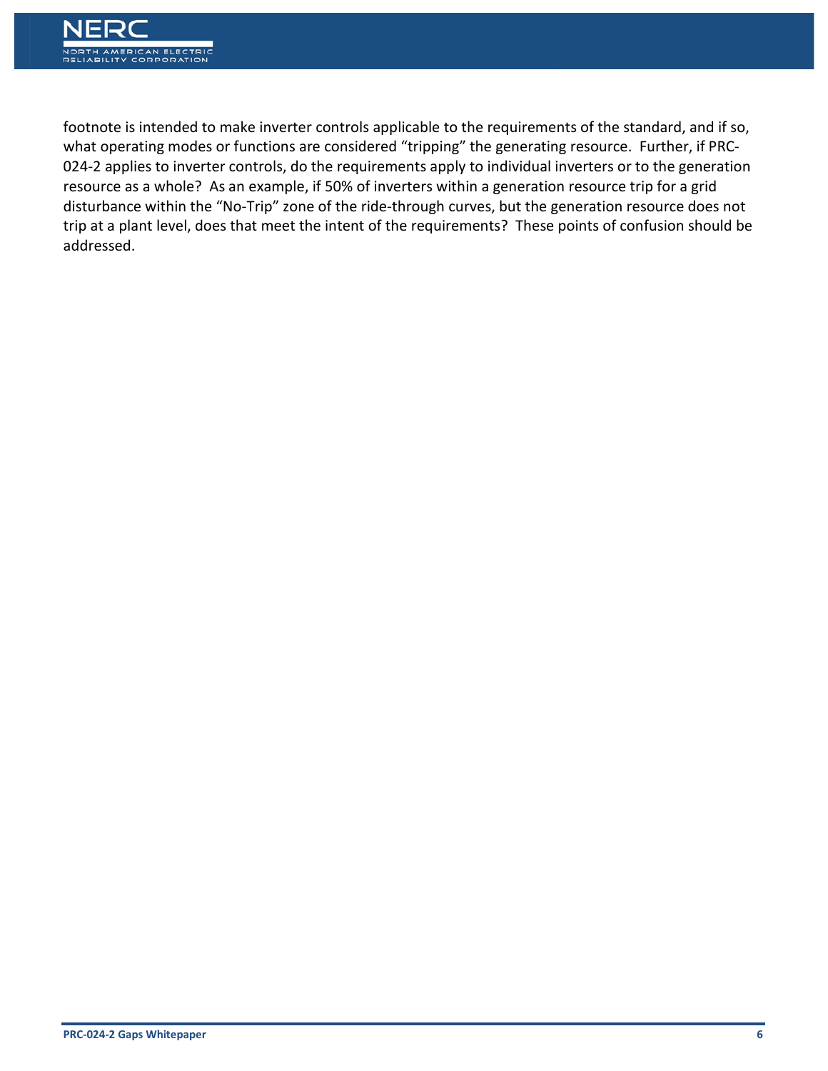footnote is intended to make inverter controls applicable to the requirements of the standard, and if so, what operating modes or functions are considered "tripping" the generating resource. Further, if PRC-024-2 applies to inverter controls, do the requirements apply to individual inverters or to the generation resource as a whole? As an example, if 50% of inverters within a generation resource trip for a grid disturbance within the "No-Trip" zone of the ride-through curves, but the generation resource does not trip at a plant level, does that meet the intent of the requirements? These points of confusion should be addressed.